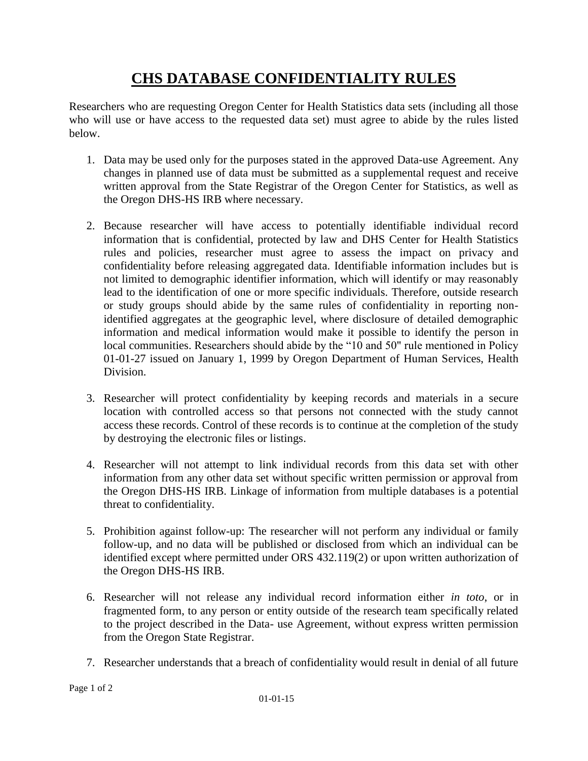# CHS DATABASE CONFIDENTIALITY RULES

Researchers who are requesting Oregon Center for Health Statistics data sets (including all those who will use or have access to the requested data set) must agree to abide by the rules listed below.

1. Data may be used only for the purposes stated in the approved Data-use Agreement. Any changes in planned use of data must be submitted as a supplemental request and receive written approval from the State Registrar of the Oregon Center for Statistics, as well as the Oregon DHS-HS IRB where necessary.

2. Because researcher will have access to potentially identifiable individual record information that is confidential, protected by law and DHS Center for Health Statistics rules and policies, researcher must agree to assess the impact on privacy and confidentiality before releasing aggregated data. Identifiable information includes but is not limited to demographic identifier information, which will identify or may reasonably lead to the identification of one or more specific individuals. Therefore, outside research or study groups should abide by the same rules of confidentiality in reporting non-identified aggregates at the geographic level, where disclosure of detailed demographic information and medical information would make it possible to identify the person in local communities. Researchers should abide by the "10 and 50" rule mentioned in Policy 01-01-27 issued on January 1, 1999 by Oregon Department of Human Services, Health Division.

3. Researcher will protect confidentiality by keeping records and materials in a secure location with controlled access so that persons not connected with the study cannot access these records. Control of these records is to continue at the completion of the study by destroying the electronic files or listings.

4. Researcher will not attempt to link individual records from this data set with other information from any other data set without specific written permission or approval from the Oregon DHS-HS IRB. Linkage of information from multiple databases is a potential threat to confidentiality.

5. Prohibition against follow-up: The researcher will not perform any individual or family follow-up, and no data will be published or disclosed from which an individual can be identified except where permitted under ORS 432.119(2) or upon written authorization of the Oregon DHS-HS IRB.

6. Researcher will not release any individual record information either *in toto*, or in fragmented form, to any person or entity outside of the research team specifically related to the project described in the Data- use Agreement, without express written permission from the Oregon State Registrar.

7. Researcher understands that a breach of confidentiality would result in denial of all future

01-01-15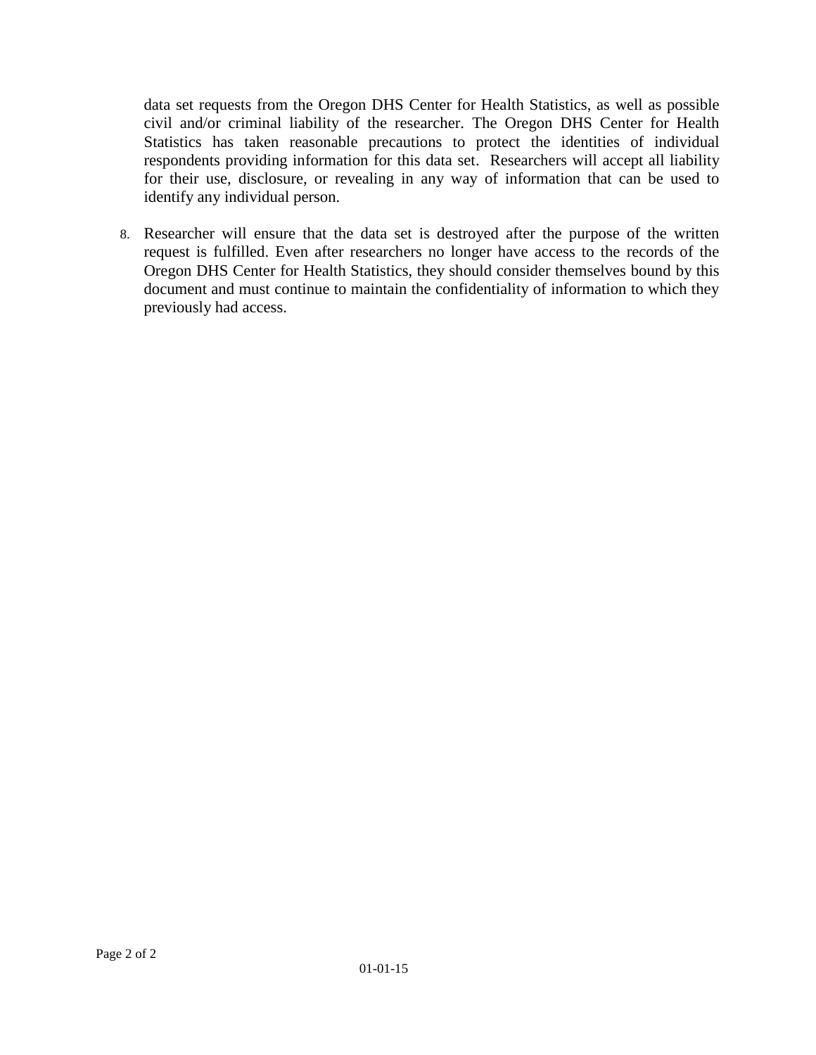data set requests from the Oregon DHS Center for Health Statistics, as well as possible civil and/or criminal liability of the researcher. The Oregon DHS Center for Health Statistics has taken reasonable precautions to protect the identities of individual respondents providing information for this data set. Researchers will accept all liability for their use, disclosure, or revealing in any way of information that can be used to identify any individual person.

8. Researcher will ensure that the data set is destroyed after the purpose of the written request is fulfilled. Even after researchers no longer have access to the records of the Oregon DHS Center for Health Statistics, they should consider themselves bound by this document and must continue to maintain the confidentiality of information to which they previously had access.